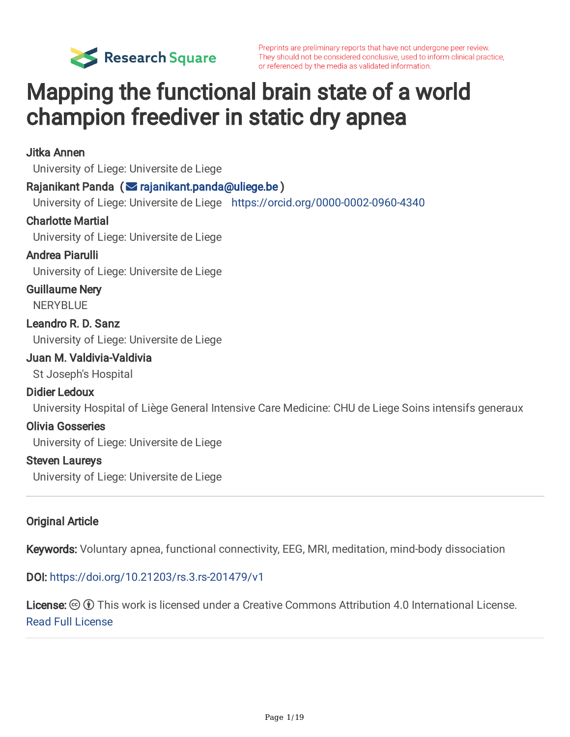Preprints are preliminary reports that have not undergone peer review. They should not be considered conclusive, used to inform clinical practice, or referenced by the media as validated information.

# Mapping the functional brain state of a world champion freediver in static dry apnea

**Jitka Annen**
University of Liege: Universite de Liege

**Rajanikant Panda** (rajanikant.panda@uliege.be)
University of Liege: Universite de Liege https://orcid.org/0000-0002-0960-4340

**Charlotte Martial**
University of Liege: Universite de Liege

**Andrea Piarulli**
University of Liege: Universite de Liege

**Guillaume Nery**
NERYBLUE

**Leandro R. D. Sanz**
University of Liege: Universite de Liege

**Juan M. Valdivia-Valdivia**
St Joseph's Hospital

**Didier Ledoux**
University Hospital of Liège General Intensive Care Medicine: CHU de Liege Soins intensifs generaux

**Olivia Gosseries**
University of Liege: Universite de Liege

**Steven Laureys**
University of Liege: Universite de Liege

---

**Original Article**

**Keywords:** Voluntary apnea, functional connectivity, EEG, MRI, meditation, mind-body dissociation

**DOI:** https://doi.org/10.21203/rs.3.rs-201479/v1

**License:** This work is licensed under a Creative Commons Attribution 4.0 International License. Read Full License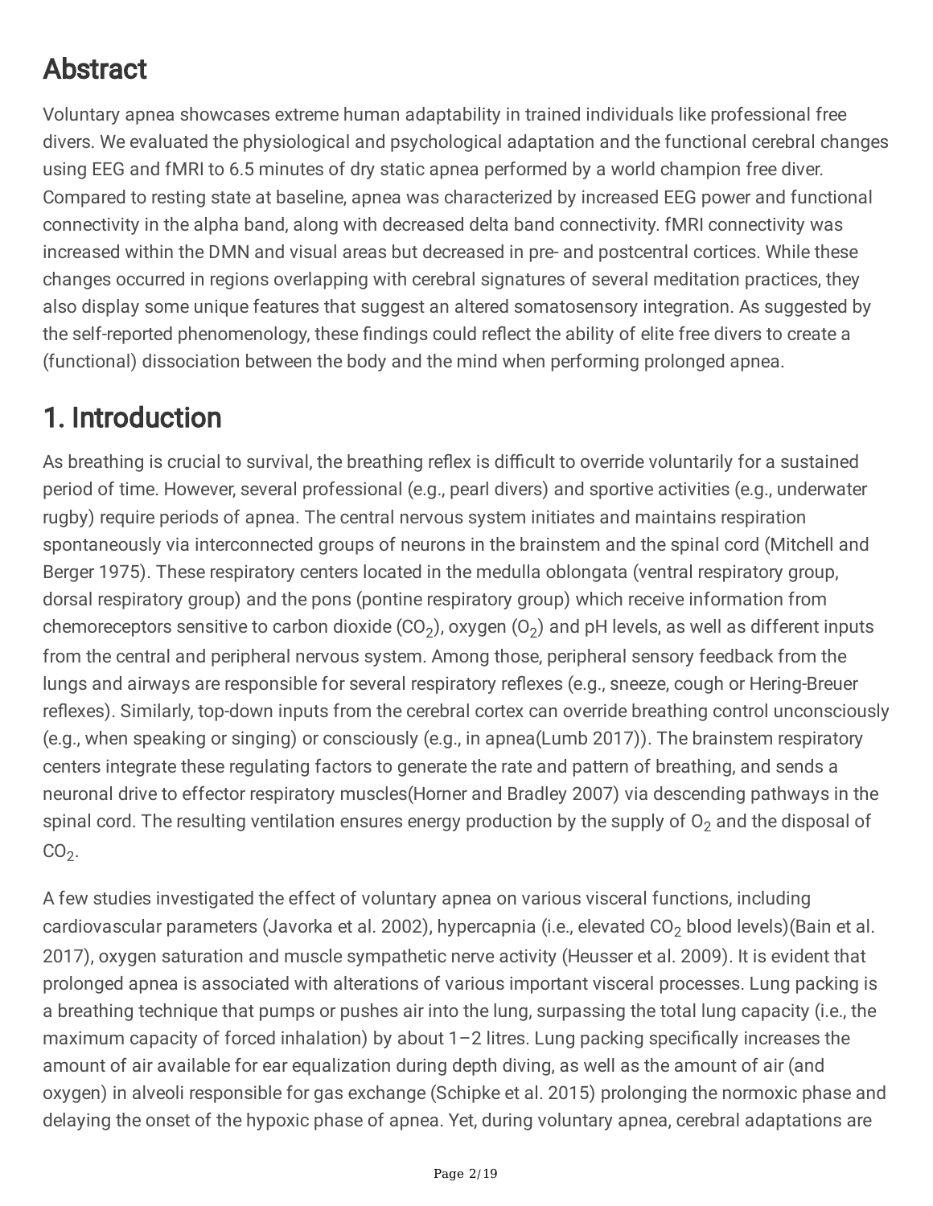# Abstract

Voluntary apnea showcases extreme human adaptability in trained individuals like professional free divers. We evaluated the physiological and psychological adaptation and the functional cerebral changes using EEG and fMRI to 6.5 minutes of dry static apnea performed by a world champion free diver. Compared to resting state at baseline, apnea was characterized by increased EEG power and functional connectivity in the alpha band, along with decreased delta band connectivity. fMRI connectivity was increased within the DMN and visual areas but decreased in pre- and postcentral cortices. While these changes occurred in regions overlapping with cerebral signatures of several meditation practices, they also display some unique features that suggest an altered somatosensory integration. As suggested by the self-reported phenomenology, these findings could reflect the ability of elite free divers to create a (functional) dissociation between the body and the mind when performing prolonged apnea.

# 1. Introduction

As breathing is crucial to survival, the breathing reflex is difficult to override voluntarily for a sustained period of time. However, several professional (e.g., pearl divers) and sportive activities (e.g., underwater rugby) require periods of apnea. The central nervous system initiates and maintains respiration spontaneously via interconnected groups of neurons in the brainstem and the spinal cord (Mitchell and Berger 1975). These respiratory centers located in the medulla oblongata (ventral respiratory group, dorsal respiratory group) and the pons (pontine respiratory group) which receive information from chemoreceptors sensitive to carbon dioxide ($CO_2$), oxygen ($O_2$) and pH levels, as well as different inputs from the central and peripheral nervous system. Among those, peripheral sensory feedback from the lungs and airways are responsible for several respiratory reflexes (e.g., sneeze, cough or Hering-Breuer reflexes). Similarly, top-down inputs from the cerebral cortex can override breathing control unconsciously (e.g., when speaking or singing) or consciously (e.g., in apnea(Lumb 2017)). The brainstem respiratory centers integrate these regulating factors to generate the rate and pattern of breathing, and sends a neuronal drive to effector respiratory muscles(Horner and Bradley 2007) via descending pathways in the spinal cord. The resulting ventilation ensures energy production by the supply of $O_2$ and the disposal of $CO_2$.

A few studies investigated the effect of voluntary apnea on various visceral functions, including cardiovascular parameters (Javorka et al. 2002), hypercapnia (i.e., elevated $CO_2$ blood levels)(Bain et al. 2017), oxygen saturation and muscle sympathetic nerve activity (Heusser et al. 2009). It is evident that prolonged apnea is associated with alterations of various important visceral processes. Lung packing is a breathing technique that pumps or pushes air into the lung, surpassing the total lung capacity (i.e., the maximum capacity of forced inhalation) by about 1–2 litres. Lung packing specifically increases the amount of air available for ear equalization during depth diving, as well as the amount of air (and oxygen) in alveoli responsible for gas exchange (Schipke et al. 2015) prolonging the normoxic phase and delaying the onset of the hypoxic phase of apnea. Yet, during voluntary apnea, cerebral adaptations are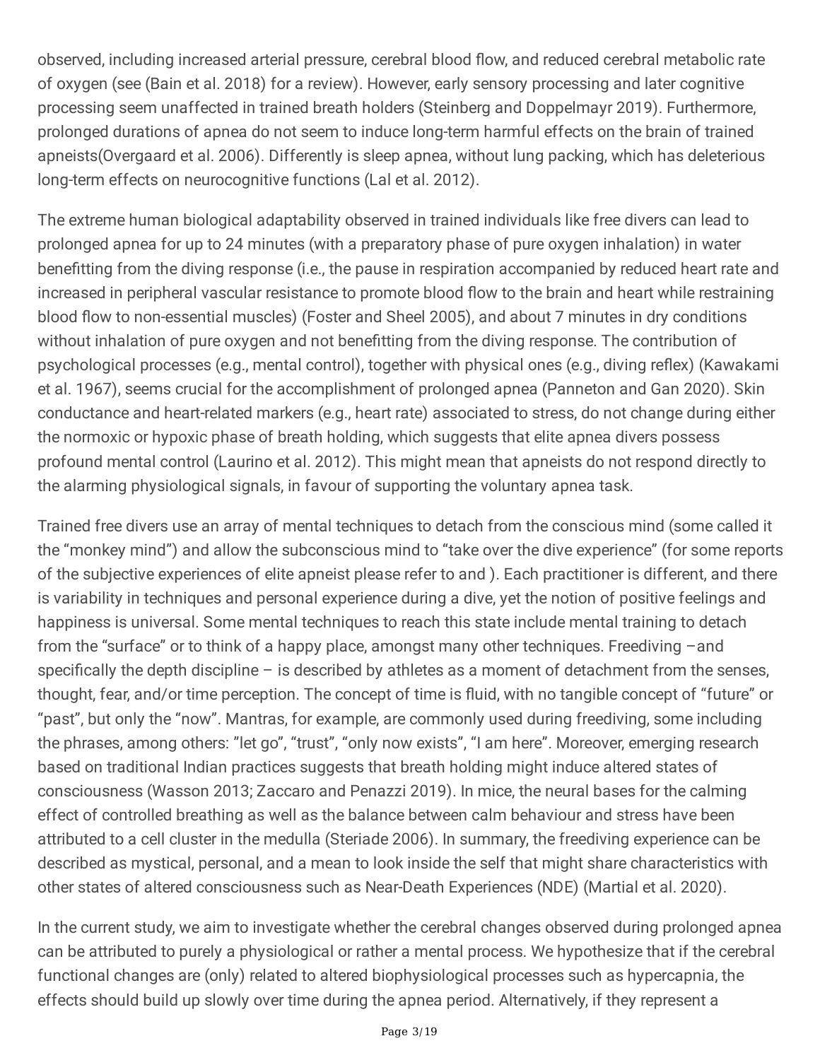observed, including increased arterial pressure, cerebral blood flow, and reduced cerebral metabolic rate of oxygen (see (Bain et al. 2018) for a review). However, early sensory processing and later cognitive processing seem unaffected in trained breath holders (Steinberg and Doppelmayr 2019). Furthermore, prolonged durations of apnea do not seem to induce long-term harmful effects on the brain of trained apneists(Overgaard et al. 2006). Differently is sleep apnea, without lung packing, which has deleterious long-term effects on neurocognitive functions (Lal et al. 2012).

The extreme human biological adaptability observed in trained individuals like free divers can lead to prolonged apnea for up to 24 minutes (with a preparatory phase of pure oxygen inhalation) in water benefitting from the diving response (i.e., the pause in respiration accompanied by reduced heart rate and increased in peripheral vascular resistance to promote blood flow to the brain and heart while restraining blood flow to non-essential muscles) (Foster and Sheel 2005), and about 7 minutes in dry conditions without inhalation of pure oxygen and not benefitting from the diving response. The contribution of psychological processes (e.g., mental control), together with physical ones (e.g., diving reflex) (Kawakami et al. 1967), seems crucial for the accomplishment of prolonged apnea (Panneton and Gan 2020). Skin conductance and heart-related markers (e.g., heart rate) associated to stress, do not change during either the normoxic or hypoxic phase of breath holding, which suggests that elite apnea divers possess profound mental control (Laurino et al. 2012). This might mean that apneists do not respond directly to the alarming physiological signals, in favour of supporting the voluntary apnea task.

Trained free divers use an array of mental techniques to detach from the conscious mind (some called it the "monkey mind") and allow the subconscious mind to "take over the dive experience" (for some reports of the subjective experiences of elite apneist please refer to and ). Each practitioner is different, and there is variability in techniques and personal experience during a dive, yet the notion of positive feelings and happiness is universal. Some mental techniques to reach this state include mental training to detach from the "surface" or to think of a happy place, amongst many other techniques. Freediving –and specifically the depth discipline – is described by athletes as a moment of detachment from the senses, thought, fear, and/or time perception. The concept of time is fluid, with no tangible concept of "future" or "past", but only the "now". Mantras, for example, are commonly used during freediving, some including the phrases, among others: "let go", "trust", "only now exists", "I am here". Moreover, emerging research based on traditional Indian practices suggests that breath holding might induce altered states of consciousness (Wasson 2013; Zaccaro and Penazzi 2019). In mice, the neural bases for the calming effect of controlled breathing as well as the balance between calm behaviour and stress have been attributed to a cell cluster in the medulla (Steriade 2006). In summary, the freediving experience can be described as mystical, personal, and a mean to look inside the self that might share characteristics with other states of altered consciousness such as Near-Death Experiences (NDE) (Martial et al. 2020).

In the current study, we aim to investigate whether the cerebral changes observed during prolonged apnea can be attributed to purely a physiological or rather a mental process. We hypothesize that if the cerebral functional changes are (only) related to altered biophysiological processes such as hypercapnia, the effects should build up slowly over time during the apnea period. Alternatively, if they represent a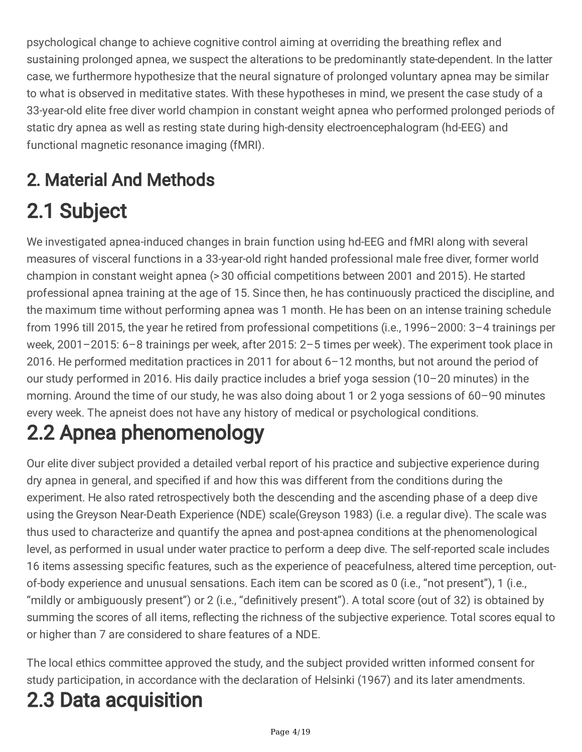psychological change to achieve cognitive control aiming at overriding the breathing reflex and sustaining prolonged apnea, we suspect the alterations to be predominantly state-dependent. In the latter case, we furthermore hypothesize that the neural signature of prolonged voluntary apnea may be similar to what is observed in meditative states. With these hypotheses in mind, we present the case study of a 33-year-old elite free diver world champion in constant weight apnea who performed prolonged periods of static dry apnea as well as resting state during high-density electroencephalogram (hd-EEG) and functional magnetic resonance imaging (fMRI).

# 2. Material And Methods

## 2.1 Subject

We investigated apnea-induced changes in brain function using hd-EEG and fMRI along with several measures of visceral functions in a 33-year-old right handed professional male free diver, former world champion in constant weight apnea (> 30 official competitions between 2001 and 2015). He started professional apnea training at the age of 15. Since then, he has continuously practiced the discipline, and the maximum time without performing apnea was 1 month. He has been on an intense training schedule from 1996 till 2015, the year he retired from professional competitions (i.e., 1996–2000: 3–4 trainings per week, 2001–2015: 6–8 trainings per week, after 2015: 2–5 times per week). The experiment took place in 2016. He performed meditation practices in 2011 for about 6–12 months, but not around the period of our study performed in 2016. His daily practice includes a brief yoga session (10–20 minutes) in the morning. Around the time of our study, he was also doing about 1 or 2 yoga sessions of 60–90 minutes every week. The apneist does not have any history of medical or psychological conditions.

## 2.2 Apnea phenomenology

Our elite diver subject provided a detailed verbal report of his practice and subjective experience during dry apnea in general, and specified if and how this was different from the conditions during the experiment. He also rated retrospectively both the descending and the ascending phase of a deep dive using the Greyson Near-Death Experience (NDE) scale(Greyson 1983) (i.e. a regular dive). The scale was thus used to characterize and quantify the apnea and post-apnea conditions at the phenomenological level, as performed in usual under water practice to perform a deep dive. The self-reported scale includes 16 items assessing specific features, such as the experience of peacefulness, altered time perception, out-of-body experience and unusual sensations. Each item can be scored as 0 (i.e., "not present"), 1 (i.e., "mildly or ambiguously present") or 2 (i.e., "definitively present"). A total score (out of 32) is obtained by summing the scores of all items, reflecting the richness of the subjective experience. Total scores equal to or higher than 7 are considered to share features of a NDE.

The local ethics committee approved the study, and the subject provided written informed consent for study participation, in accordance with the declaration of Helsinki (1967) and its later amendments.

## 2.3 Data acquisition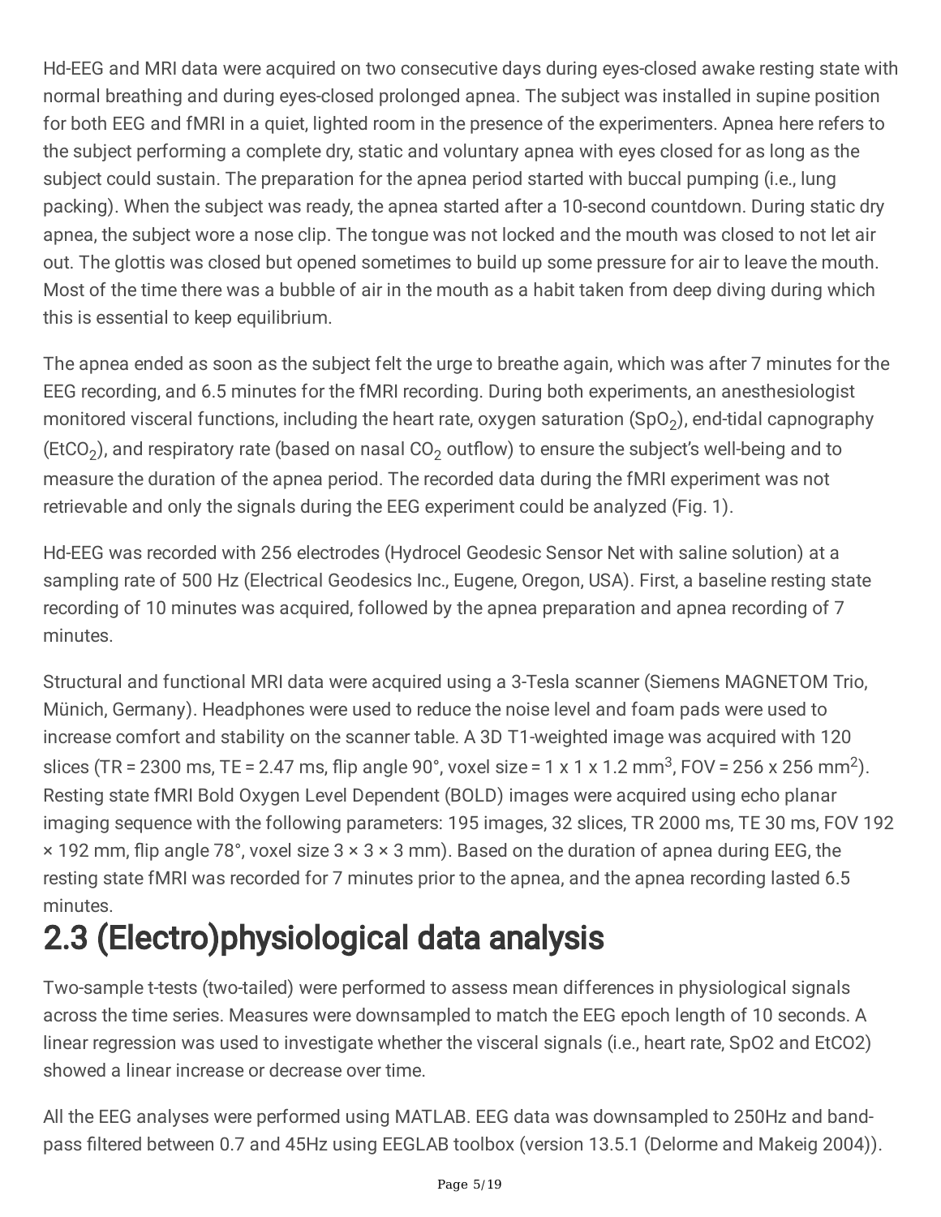Hd-EEG and MRI data were acquired on two consecutive days during eyes-closed awake resting state with normal breathing and during eyes-closed prolonged apnea. The subject was installed in supine position for both EEG and fMRI in a quiet, lighted room in the presence of the experimenters. Apnea here refers to the subject performing a complete dry, static and voluntary apnea with eyes closed for as long as the subject could sustain. The preparation for the apnea period started with buccal pumping (i.e., lung packing). When the subject was ready, the apnea started after a 10-second countdown. During static dry apnea, the subject wore a nose clip. The tongue was not locked and the mouth was closed to not let air out. The glottis was closed but opened sometimes to build up some pressure for air to leave the mouth. Most of the time there was a bubble of air in the mouth as a habit taken from deep diving during which this is essential to keep equilibrium.

The apnea ended as soon as the subject felt the urge to breathe again, which was after 7 minutes for the EEG recording, and 6.5 minutes for the fMRI recording. During both experiments, an anesthesiologist monitored visceral functions, including the heart rate, oxygen saturation ($SpO_2$), end-tidal capnography ($EtCO_2$), and respiratory rate (based on nasal $CO_2$ outflow) to ensure the subject's well-being and to measure the duration of the apnea period. The recorded data during the fMRI experiment was not retrievable and only the signals during the EEG experiment could be analyzed (Fig. 1).

Hd-EEG was recorded with 256 electrodes (Hydrocel Geodesic Sensor Net with saline solution) at a sampling rate of 500 Hz (Electrical Geodesics Inc., Eugene, Oregon, USA). First, a baseline resting state recording of 10 minutes was acquired, followed by the apnea preparation and apnea recording of 7 minutes.

Structural and functional MRI data were acquired using a 3-Tesla scanner (Siemens MAGNETOM Trio, Münich, Germany). Headphones were used to reduce the noise level and foam pads were used to increase comfort and stability on the scanner table. A 3D T1-weighted image was acquired with 120 slices (TR = 2300 ms, TE = 2.47 ms, flip angle 90°, voxel size = 1 x 1 x 1.2 $mm^3$, FOV = 256 x 256 $mm^2$). Resting state fMRI Bold Oxygen Level Dependent (BOLD) images were acquired using echo planar imaging sequence with the following parameters: 195 images, 32 slices, TR 2000 ms, TE 30 ms, FOV 192 × 192 mm, flip angle 78°, voxel size 3 × 3 × 3 mm). Based on the duration of apnea during EEG, the resting state fMRI was recorded for 7 minutes prior to the apnea, and the apnea recording lasted 6.5 minutes.

## 2.3 (Electro)physiological data analysis

Two-sample t-tests (two-tailed) were performed to assess mean differences in physiological signals across the time series. Measures were downsampled to match the EEG epoch length of 10 seconds. A linear regression was used to investigate whether the visceral signals (i.e., heart rate, SpO2 and EtCO2) showed a linear increase or decrease over time.

All the EEG analyses were performed using MATLAB. EEG data was downsampled to 250Hz and band-pass filtered between 0.7 and 45Hz using EEGLAB toolbox (version 13.5.1 (Delorme and Makeig 2004)).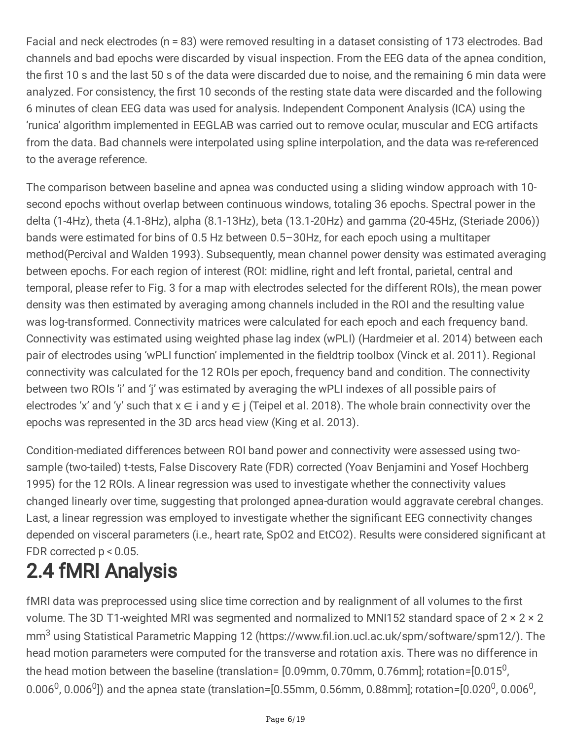Facial and neck electrodes (n = 83) were removed resulting in a dataset consisting of 173 electrodes. Bad channels and bad epochs were discarded by visual inspection. From the EEG data of the apnea condition, the first 10 s and the last 50 s of the data were discarded due to noise, and the remaining 6 min data were analyzed. For consistency, the first 10 seconds of the resting state data were discarded and the following 6 minutes of clean EEG data was used for analysis. Independent Component Analysis (ICA) using the 'runica' algorithm implemented in EEGLAB was carried out to remove ocular, muscular and ECG artifacts from the data. Bad channels were interpolated using spline interpolation, and the data was re-referenced to the average reference.

The comparison between baseline and apnea was conducted using a sliding window approach with 10-second epochs without overlap between continuous windows, totaling 36 epochs. Spectral power in the delta (1-4Hz), theta (4.1-8Hz), alpha (8.1-13Hz), beta (13.1-20Hz) and gamma (20-45Hz, (Steriade 2006)) bands were estimated for bins of 0.5 Hz between 0.5–30Hz, for each epoch using a multitaper method(Percival and Walden 1993). Subsequently, mean channel power density was estimated averaging between epochs. For each region of interest (ROI: midline, right and left frontal, parietal, central and temporal, please refer to Fig. 3 for a map with electrodes selected for the different ROIs), the mean power density was then estimated by averaging among channels included in the ROI and the resulting value was log-transformed. Connectivity matrices were calculated for each epoch and each frequency band. Connectivity was estimated using weighted phase lag index (wPLI) (Hardmeier et al. 2014) between each pair of electrodes using 'wPLI function' implemented in the fieldtrip toolbox (Vinck et al. 2011). Regional connectivity was calculated for the 12 ROIs per epoch, frequency band and condition. The connectivity between two ROIs 'i' and 'j' was estimated by averaging the wPLI indexes of all possible pairs of electrodes 'x' and 'y' such that $x \in i$ and $y \in j$ (Teipel et al. 2018). The whole brain connectivity over the epochs was represented in the 3D arcs head view (King et al. 2013).

Condition-mediated differences between ROI band power and connectivity were assessed using two-sample (two-tailed) t-tests, False Discovery Rate (FDR) corrected (Yoav Benjamini and Yosef Hochberg 1995) for the 12 ROIs. A linear regression was used to investigate whether the connectivity values changed linearly over time, suggesting that prolonged apnea-duration would aggravate cerebral changes. Last, a linear regression was employed to investigate whether the significant EEG connectivity changes depended on visceral parameters (i.e., heart rate, $SpO_2$ and $EtCO_2$). Results were considered significant at FDR corrected $p < 0.05$.

## 2.4 fMRI Analysis

fMRI data was preprocessed using slice time correction and by realignment of all volumes to the first volume. The 3D T1-weighted MRI was segmented and normalized to MNI152 standard space of 2 × 2 × 2 $mm^3$ using Statistical Parametric Mapping 12 (https://www.fil.ion.ucl.ac.uk/spm/software/spm12/). The head motion parameters were computed for the transverse and rotation axis. There was no difference in the head motion between the baseline (translation= [0.09mm, 0.70mm, 0.76mm]; rotation=[$0.015^0$, $0.006^0$, $0.006^0$]) and the apnea state (translation=[0.55mm, 0.56mm, 0.88mm]; rotation=[$0.020^0$, $0.006^0$,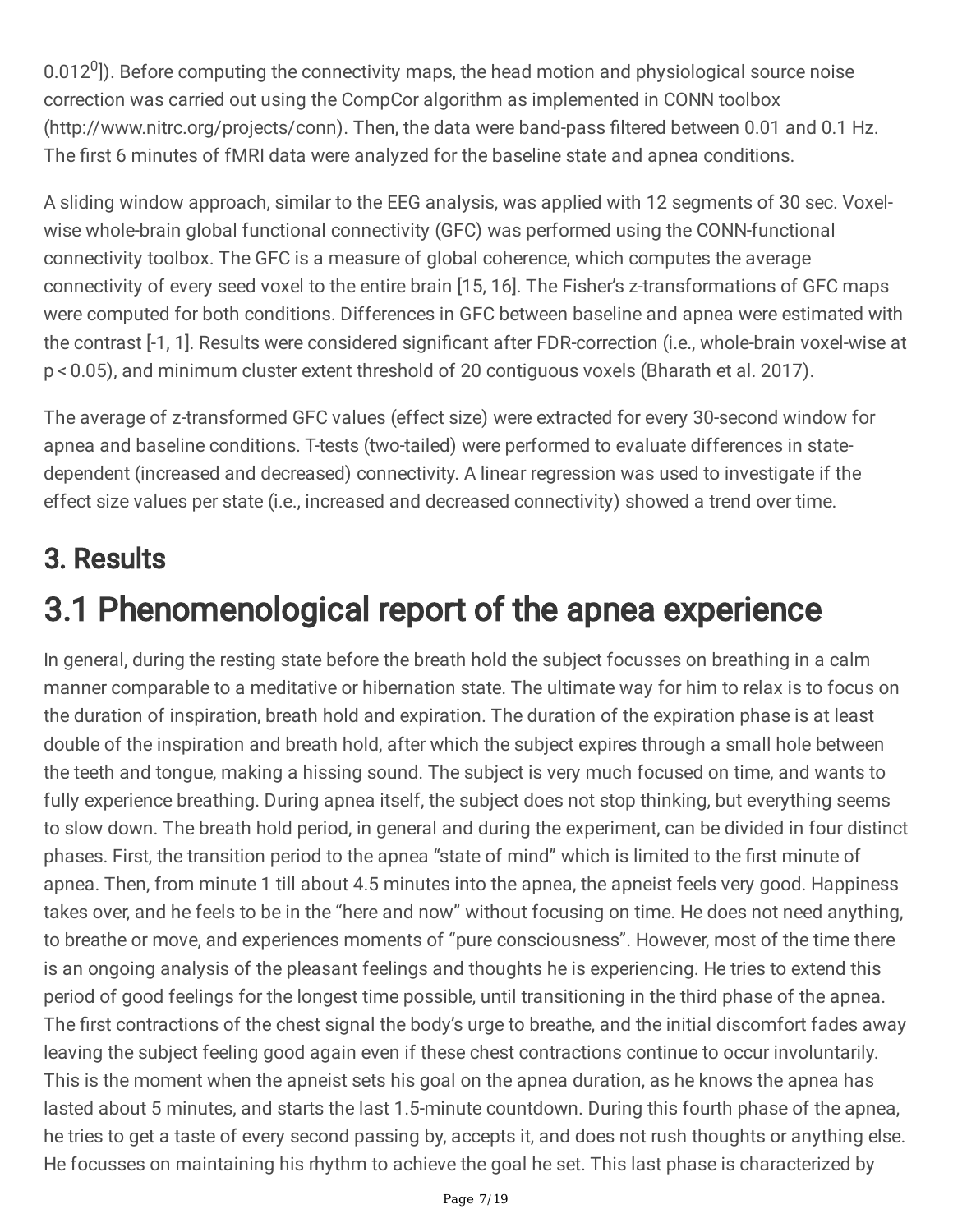0.012$^{0}$]). Before computing the connectivity maps, the head motion and physiological source noise correction was carried out using the CompCor algorithm as implemented in CONN toolbox (http://www.nitrc.org/projects/conn). Then, the data were band-pass filtered between 0.01 and 0.1 Hz. The first 6 minutes of fMRI data were analyzed for the baseline state and apnea conditions.

A sliding window approach, similar to the EEG analysis, was applied with 12 segments of 30 sec. Voxel-wise whole-brain global functional connectivity (GFC) was performed using the CONN-functional connectivity toolbox. The GFC is a measure of global coherence, which computes the average connectivity of every seed voxel to the entire brain [15, 16]. The Fisher's z-transformations of GFC maps were computed for both conditions. Differences in GFC between baseline and apnea were estimated with the contrast [-1, 1]. Results were considered significant after FDR-correction (i.e., whole-brain voxel-wise at $p < 0.05$), and minimum cluster extent threshold of 20 contiguous voxels (Bharath et al. 2017).

The average of z-transformed GFC values (effect size) were extracted for every 30-second window for apnea and baseline conditions. T-tests (two-tailed) were performed to evaluate differences in state-dependent (increased and decreased) connectivity. A linear regression was used to investigate if the effect size values per state (i.e., increased and decreased connectivity) showed a trend over time.

# 3. Results

## 3.1 Phenomenological report of the apnea experience

In general, during the resting state before the breath hold the subject focusses on breathing in a calm manner comparable to a meditative or hibernation state. The ultimate way for him to relax is to focus on the duration of inspiration, breath hold and expiration. The duration of the expiration phase is at least double of the inspiration and breath hold, after which the subject expires through a small hole between the teeth and tongue, making a hissing sound. The subject is very much focused on time, and wants to fully experience breathing. During apnea itself, the subject does not stop thinking, but everything seems to slow down. The breath hold period, in general and during the experiment, can be divided in four distinct phases. First, the transition period to the apnea "state of mind" which is limited to the first minute of apnea. Then, from minute 1 till about 4.5 minutes into the apnea, the apneist feels very good. Happiness takes over, and he feels to be in the "here and now" without focusing on time. He does not need anything, to breathe or move, and experiences moments of "pure consciousness". However, most of the time there is an ongoing analysis of the pleasant feelings and thoughts he is experiencing. He tries to extend this period of good feelings for the longest time possible, until transitioning in the third phase of the apnea. The first contractions of the chest signal the body's urge to breathe, and the initial discomfort fades away leaving the subject feeling good again even if these chest contractions continue to occur involuntarily. This is the moment when the apneist sets his goal on the apnea duration, as he knows the apnea has lasted about 5 minutes, and starts the last 1.5-minute countdown. During this fourth phase of the apnea, he tries to get a taste of every second passing by, accepts it, and does not rush thoughts or anything else. He focusses on maintaining his rhythm to achieve the goal he set. This last phase is characterized by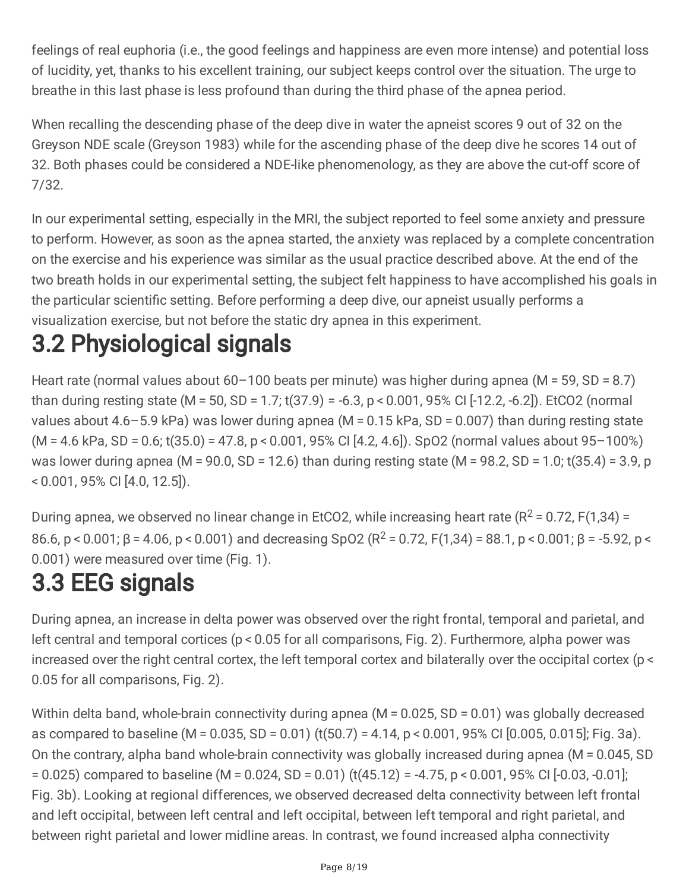feelings of real euphoria (i.e., the good feelings and happiness are even more intense) and potential loss of lucidity, yet, thanks to his excellent training, our subject keeps control over the situation. The urge to breathe in this last phase is less profound than during the third phase of the apnea period.

When recalling the descending phase of the deep dive in water the apneist scores 9 out of 32 on the Greyson NDE scale (Greyson 1983) while for the ascending phase of the deep dive he scores 14 out of 32. Both phases could be considered a NDE-like phenomenology, as they are above the cut-off score of 7/32.

In our experimental setting, especially in the MRI, the subject reported to feel some anxiety and pressure to perform. However, as soon as the apnea started, the anxiety was replaced by a complete concentration on the exercise and his experience was similar as the usual practice described above. At the end of the two breath holds in our experimental setting, the subject felt happiness to have accomplished his goals in the particular scientific setting. Before performing a deep dive, our apneist usually performs a visualization exercise, but not before the static dry apnea in this experiment.

## 3.2 Physiological signals

Heart rate (normal values about 60–100 beats per minute) was higher during apnea ($M = 59$, $SD = 8.7$) than during resting state ($M = 50$, $SD = 1.7$; $t(37.9) = -6.3$, $p < 0.001$, 95% CI [-12.2, -6.2]). $EtCO_2$ (normal values about 4.6–5.9 kPa) was lower during apnea ($M = 0.15$ kPa, $SD = 0.007$) than during resting state ($M = 4.6$ kPa, $SD = 0.6$; $t(35.0) = 47.8$, $p < 0.001$, 95% CI [4.2, 4.6]). $SpO_2$ (normal values about 95–100%) was lower during apnea ($M = 90.0$, $SD = 12.6$) than during resting state ($M = 98.2$, $SD = 1.0$; $t(35.4) = 3.9$, $p < 0.001$, 95% CI [4.0, 12.5]).

During apnea, we observed no linear change in $EtCO_2$, while increasing heart rate ($R^2 = 0.72$, $F(1,34) = 86.6$, $p < 0.001$; $\beta = 4.06$, $p < 0.001$) and decreasing $SpO_2$ ($R^2 = 0.72$, $F(1,34) = 88.1$, $p < 0.001$; $\beta = -5.92$, $p < 0.001$) were measured over time (Fig. 1).

## 3.3 EEG signals

During apnea, an increase in delta power was observed over the right frontal, temporal and parietal, and left central and temporal cortices ($p < 0.05$ for all comparisons, Fig. 2). Furthermore, alpha power was increased over the right central cortex, the left temporal cortex and bilaterally over the occipital cortex ($p < 0.05$ for all comparisons, Fig. 2).

Within delta band, whole-brain connectivity during apnea ($M = 0.025$, $SD = 0.01$) was globally decreased as compared to baseline ($M = 0.035$, $SD = 0.01$) ($t(50.7) = 4.14$, $p < 0.001$, 95% CI [0.005, 0.015]; Fig. 3a). On the contrary, alpha band whole-brain connectivity was globally increased during apnea ($M = 0.045$, $SD = 0.025$) compared to baseline ($M = 0.024$, $SD = 0.01$) ($t(45.12) = -4.75$, $p < 0.001$, 95% CI [-0.03, -0.01]; Fig. 3b). Looking at regional differences, we observed decreased delta connectivity between left frontal and left occipital, between left central and left occipital, between left temporal and right parietal, and between right parietal and lower midline areas. In contrast, we found increased alpha connectivity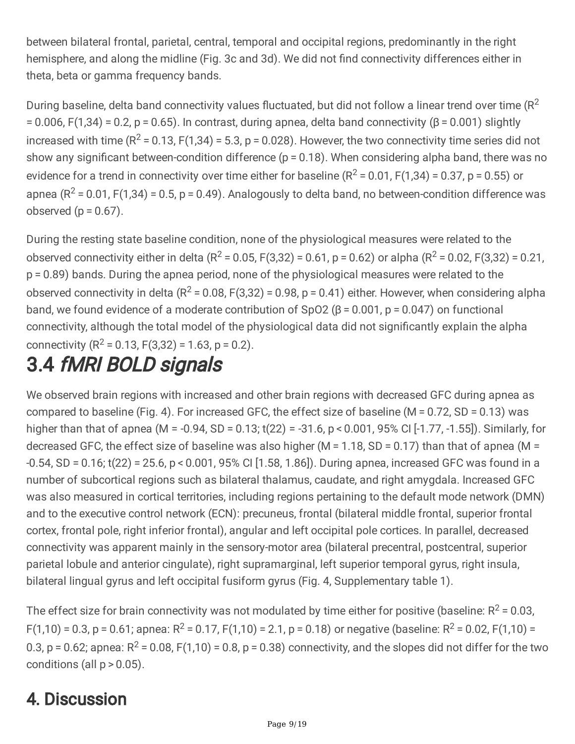between bilateral frontal, parietal, central, temporal and occipital regions, predominantly in the right hemisphere, and along the midline (Fig. 3c and 3d). We did not find connectivity differences either in theta, beta or gamma frequency bands.

During baseline, delta band connectivity values fluctuated, but did not follow a linear trend over time ($R^2 = 0.006$, $F(1,34) = 0.2$, $p = 0.65$). In contrast, during apnea, delta band connectivity ($\beta = 0.001$) slightly increased with time ($R^2 = 0.13$, $F(1,34) = 5.3$, $p = 0.028$). However, the two connectivity time series did not show any significant between-condition difference ($p = 0.18$). When considering alpha band, there was no evidence for a trend in connectivity over time either for baseline ($R^2 = 0.01$, $F(1,34) = 0.37$, $p = 0.55$) or apnea ($R^2 = 0.01$, $F(1,34) = 0.5$, $p = 0.49$). Analogously to delta band, no between-condition difference was observed ($p = 0.67$).

During the resting state baseline condition, none of the physiological measures were related to the observed connectivity either in delta ($R^2 = 0.05$, $F(3,32) = 0.61$, $p = 0.62$) or alpha ($R^2 = 0.02$, $F(3,32) = 0.21$, $p = 0.89$) bands. During the apnea period, none of the physiological measures were related to the observed connectivity in delta ($R^2 = 0.08$, $F(3,32) = 0.98$, $p = 0.41$) either. However, when considering alpha band, we found evidence of a moderate contribution of $SpO_2$ ($\beta = 0.001$, $p = 0.047$) on functional connectivity, although the total model of the physiological data did not significantly explain the alpha connectivity ($R^2 = 0.13$, $F(3,32) = 1.63$, $p = 0.2$).

## 3.4 *fMRI BOLD signals*

We observed brain regions with increased and other brain regions with decreased GFC during apnea as compared to baseline (Fig. 4). For increased GFC, the effect size of baseline ($M = 0.72$, $SD = 0.13$) was higher than that of apnea ($M = -0.94$, $SD = 0.13$; $t(22) = -31.6$, $p < 0.001$, 95% CI [-1.77, -1.55]). Similarly, for decreased GFC, the effect size of baseline was also higher ($M = 1.18$, $SD = 0.17$) than that of apnea ($M = -0.54$, $SD = 0.16$; $t(22) = 25.6$, $p < 0.001$, 95% CI [1.58, 1.86]). During apnea, increased GFC was found in a number of subcortical regions such as bilateral thalamus, caudate, and right amygdala. Increased GFC was also measured in cortical territories, including regions pertaining to the default mode network (DMN) and to the executive control network (ECN): precuneus, frontal (bilateral middle frontal, superior frontal cortex, frontal pole, right inferior frontal), angular and left occipital pole cortices. In parallel, decreased connectivity was apparent mainly in the sensory-motor area (bilateral precentral, postcentral, superior parietal lobule and anterior cingulate), right supramarginal, left superior temporal gyrus, right insula, bilateral lingual gyrus and left occipital fusiform gyrus (Fig. 4, Supplementary table 1).

The effect size for brain connectivity was not modulated by time either for positive (baseline: $R^2 = 0.03$, $F(1,10) = 0.3$, $p = 0.61$; apnea: $R^2 = 0.17$, $F(1,10) = 2.1$, $p = 0.18$) or negative (baseline: $R^2 = 0.02$, $F(1,10) = 0.3$, $p = 0.62$; apnea: $R^2 = 0.08$, $F(1,10) = 0.8$, $p = 0.38$) connectivity, and the slopes did not differ for the two conditions (all $p > 0.05$).

# 4. Discussion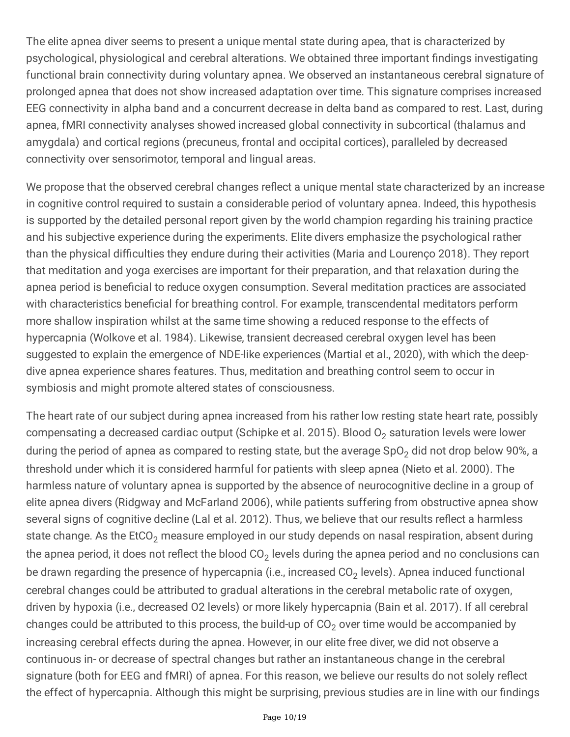The elite apnea diver seems to present a unique mental state during apea, that is characterized by psychological, physiological and cerebral alterations. We obtained three important findings investigating functional brain connectivity during voluntary apnea. We observed an instantaneous cerebral signature of prolonged apnea that does not show increased adaptation over time. This signature comprises increased EEG connectivity in alpha band and a concurrent decrease in delta band as compared to rest. Last, during apnea, fMRI connectivity analyses showed increased global connectivity in subcortical (thalamus and amygdala) and cortical regions (precuneus, frontal and occipital cortices), paralleled by decreased connectivity over sensorimotor, temporal and lingual areas.

We propose that the observed cerebral changes reflect a unique mental state characterized by an increase in cognitive control required to sustain a considerable period of voluntary apnea. Indeed, this hypothesis is supported by the detailed personal report given by the world champion regarding his training practice and his subjective experience during the experiments. Elite divers emphasize the psychological rather than the physical difficulties they endure during their activities (Maria and Lourenço 2018). They report that meditation and yoga exercises are important for their preparation, and that relaxation during the apnea period is beneficial to reduce oxygen consumption. Several meditation practices are associated with characteristics beneficial for breathing control. For example, transcendental meditators perform more shallow inspiration whilst at the same time showing a reduced response to the effects of hypercapnia (Wolkove et al. 1984). Likewise, transient decreased cerebral oxygen level has been suggested to explain the emergence of NDE-like experiences (Martial et al., 2020), with which the deep-dive apnea experience shares features. Thus, meditation and breathing control seem to occur in symbiosis and might promote altered states of consciousness.

The heart rate of our subject during apnea increased from his rather low resting state heart rate, possibly compensating a decreased cardiac output (Schipke et al. 2015). Blood $O_2$ saturation levels were lower during the period of apnea as compared to resting state, but the average $SpO_2$ did not drop below 90%, a threshold under which it is considered harmful for patients with sleep apnea (Nieto et al. 2000). The harmless nature of voluntary apnea is supported by the absence of neurocognitive decline in a group of elite apnea divers (Ridgway and McFarland 2006), while patients suffering from obstructive apnea show several signs of cognitive decline (Lal et al. 2012). Thus, we believe that our results reflect a harmless state change. As the $EtCO_2$ measure employed in our study depends on nasal respiration, absent during the apnea period, it does not reflect the blood $CO_2$ levels during the apnea period and no conclusions can be drawn regarding the presence of hypercapnia (i.e., increased $CO_2$ levels). Apnea induced functional cerebral changes could be attributed to gradual alterations in the cerebral metabolic rate of oxygen, driven by hypoxia (i.e., decreased O2 levels) or more likely hypercapnia (Bain et al. 2017). If all cerebral changes could be attributed to this process, the build-up of $CO_2$ over time would be accompanied by increasing cerebral effects during the apnea. However, in our elite free diver, we did not observe a continuous in- or decrease of spectral changes but rather an instantaneous change in the cerebral signature (both for EEG and fMRI) of apnea. For this reason, we believe our results do not solely reflect the effect of hypercapnia. Although this might be surprising, previous studies are in line with our findings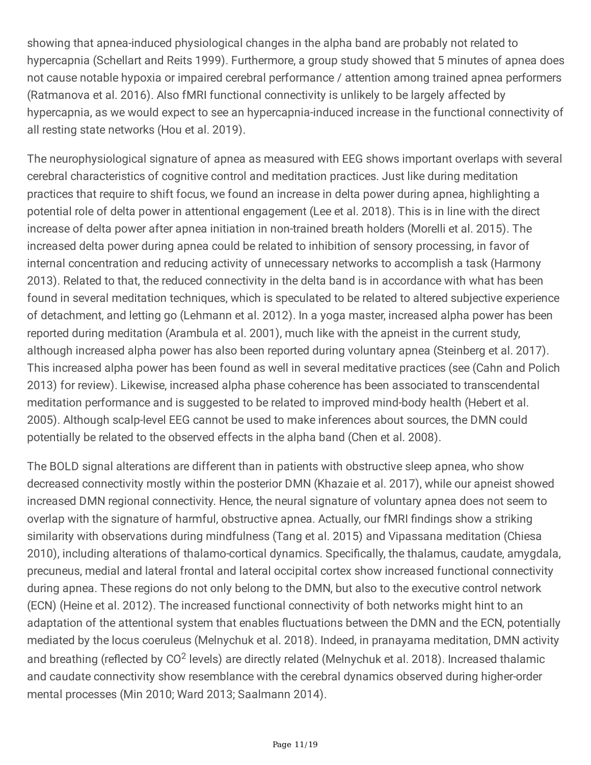showing that apnea-induced physiological changes in the alpha band are probably not related to hypercapnia (Schellart and Reits 1999). Furthermore, a group study showed that 5 minutes of apnea does not cause notable hypoxia or impaired cerebral performance / attention among trained apnea performers (Ratmanova et al. 2016). Also fMRI functional connectivity is unlikely to be largely affected by hypercapnia, as we would expect to see an hypercapnia-induced increase in the functional connectivity of all resting state networks (Hou et al. 2019).

The neurophysiological signature of apnea as measured with EEG shows important overlaps with several cerebral characteristics of cognitive control and meditation practices. Just like during meditation practices that require to shift focus, we found an increase in delta power during apnea, highlighting a potential role of delta power in attentional engagement (Lee et al. 2018). This is in line with the direct increase of delta power after apnea initiation in non-trained breath holders (Morelli et al. 2015). The increased delta power during apnea could be related to inhibition of sensory processing, in favor of internal concentration and reducing activity of unnecessary networks to accomplish a task (Harmony 2013). Related to that, the reduced connectivity in the delta band is in accordance with what has been found in several meditation techniques, which is speculated to be related to altered subjective experience of detachment, and letting go (Lehmann et al. 2012). In a yoga master, increased alpha power has been reported during meditation (Arambula et al. 2001), much like with the apneist in the current study, although increased alpha power has also been reported during voluntary apnea (Steinberg et al. 2017). This increased alpha power has been found as well in several meditative practices (see (Cahn and Polich 2013) for review). Likewise, increased alpha phase coherence has been associated to transcendental meditation performance and is suggested to be related to improved mind-body health (Hebert et al. 2005). Although scalp-level EEG cannot be used to make inferences about sources, the DMN could potentially be related to the observed effects in the alpha band (Chen et al. 2008).

The BOLD signal alterations are different than in patients with obstructive sleep apnea, who show decreased connectivity mostly within the posterior DMN (Khazaie et al. 2017), while our apneist showed increased DMN regional connectivity. Hence, the neural signature of voluntary apnea does not seem to overlap with the signature of harmful, obstructive apnea. Actually, our fMRI findings show a striking similarity with observations during mindfulness (Tang et al. 2015) and Vipassana meditation (Chiesa 2010), including alterations of thalamo-cortical dynamics. Specifically, the thalamus, caudate, amygdala, precuneus, medial and lateral frontal and lateral occipital cortex show increased functional connectivity during apnea. These regions do not only belong to the DMN, but also to the executive control network (ECN) (Heine et al. 2012). The increased functional connectivity of both networks might hint to an adaptation of the attentional system that enables fluctuations between the DMN and the ECN, potentially mediated by the locus coeruleus (Melnychuk et al. 2018). Indeed, in pranayama meditation, DMN activity and breathing (reflected by $CO^2$ levels) are directly related (Melnychuk et al. 2018). Increased thalamic and caudate connectivity show resemblance with the cerebral dynamics observed during higher-order mental processes (Min 2010; Ward 2013; Saalmann 2014).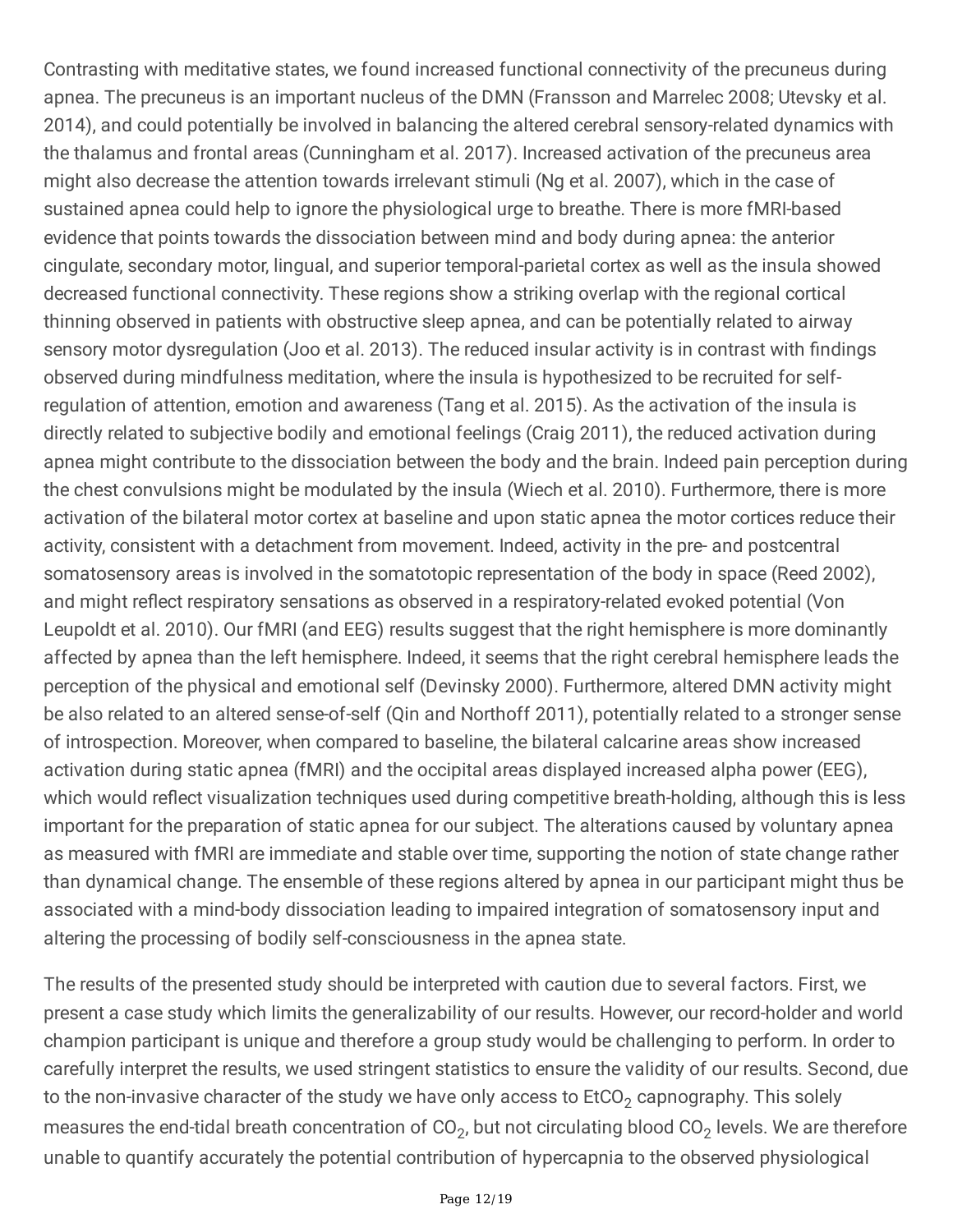Contrasting with meditative states, we found increased functional connectivity of the precuneus during apnea. The precuneus is an important nucleus of the DMN (Fransson and Marrelec 2008; Utevsky et al. 2014), and could potentially be involved in balancing the altered cerebral sensory-related dynamics with the thalamus and frontal areas (Cunningham et al. 2017). Increased activation of the precuneus area might also decrease the attention towards irrelevant stimuli (Ng et al. 2007), which in the case of sustained apnea could help to ignore the physiological urge to breathe. There is more fMRI-based evidence that points towards the dissociation between mind and body during apnea: the anterior cingulate, secondary motor, lingual, and superior temporal-parietal cortex as well as the insula showed decreased functional connectivity. These regions show a striking overlap with the regional cortical thinning observed in patients with obstructive sleep apnea, and can be potentially related to airway sensory motor dysregulation (Joo et al. 2013). The reduced insular activity is in contrast with findings observed during mindfulness meditation, where the insula is hypothesized to be recruited for self-regulation of attention, emotion and awareness (Tang et al. 2015). As the activation of the insula is directly related to subjective bodily and emotional feelings (Craig 2011), the reduced activation during apnea might contribute to the dissociation between the body and the brain. Indeed pain perception during the chest convulsions might be modulated by the insula (Wiech et al. 2010). Furthermore, there is more activation of the bilateral motor cortex at baseline and upon static apnea the motor cortices reduce their activity, consistent with a detachment from movement. Indeed, activity in the pre- and postcentral somatosensory areas is involved in the somatotopic representation of the body in space (Reed 2002), and might reflect respiratory sensations as observed in a respiratory-related evoked potential (Von Leupoldt et al. 2010). Our fMRI (and EEG) results suggest that the right hemisphere is more dominantly affected by apnea than the left hemisphere. Indeed, it seems that the right cerebral hemisphere leads the perception of the physical and emotional self (Devinsky 2000). Furthermore, altered DMN activity might be also related to an altered sense-of-self (Qin and Northoff 2011), potentially related to a stronger sense of introspection. Moreover, when compared to baseline, the bilateral calcarine areas show increased activation during static apnea (fMRI) and the occipital areas displayed increased alpha power (EEG), which would reflect visualization techniques used during competitive breath-holding, although this is less important for the preparation of static apnea for our subject. The alterations caused by voluntary apnea as measured with fMRI are immediate and stable over time, supporting the notion of state change rather than dynamical change. The ensemble of these regions altered by apnea in our participant might thus be associated with a mind-body dissociation leading to impaired integration of somatosensory input and altering the processing of bodily self-consciousness in the apnea state.

The results of the presented study should be interpreted with caution due to several factors. First, we present a case study which limits the generalizability of our results. However, our record-holder and world champion participant is unique and therefore a group study would be challenging to perform. In order to carefully interpret the results, we used stringent statistics to ensure the validity of our results. Second, due to the non-invasive character of the study we have only access to $EtCO_2$ capnography. This solely measures the end-tidal breath concentration of $CO_2$, but not circulating blood $CO_2$ levels. We are therefore unable to quantify accurately the potential contribution of hypercapnia to the observed physiological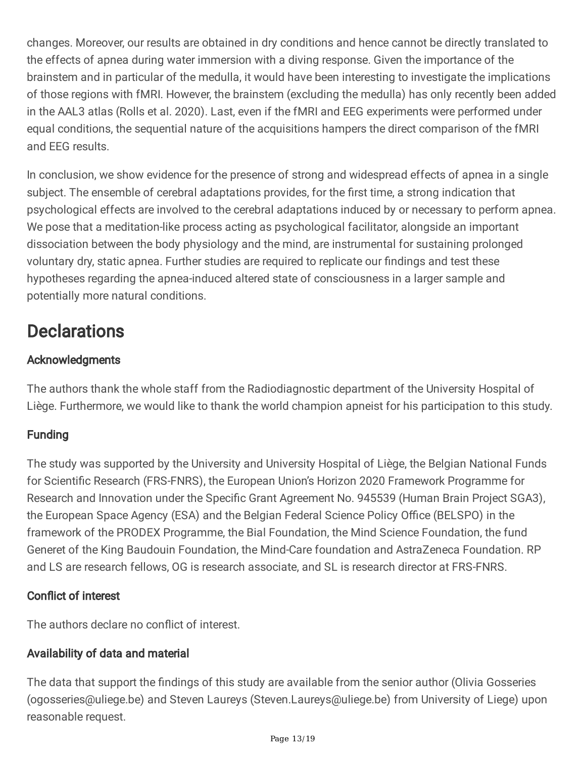changes. Moreover, our results are obtained in dry conditions and hence cannot be directly translated to the effects of apnea during water immersion with a diving response. Given the importance of the brainstem and in particular of the medulla, it would have been interesting to investigate the implications of those regions with fMRI. However, the brainstem (excluding the medulla) has only recently been added in the AAL3 atlas (Rolls et al. 2020). Last, even if the fMRI and EEG experiments were performed under equal conditions, the sequential nature of the acquisitions hampers the direct comparison of the fMRI and EEG results.

In conclusion, we show evidence for the presence of strong and widespread effects of apnea in a single subject. The ensemble of cerebral adaptations provides, for the first time, a strong indication that psychological effects are involved to the cerebral adaptations induced by or necessary to perform apnea. We pose that a meditation-like process acting as psychological facilitator, alongside an important dissociation between the body physiology and the mind, are instrumental for sustaining prolonged voluntary dry, static apnea. Further studies are required to replicate our findings and test these hypotheses regarding the apnea-induced altered state of consciousness in a larger sample and potentially more natural conditions.

# Declarations

### Acknowledgments

The authors thank the whole staff from the Radiodiagnostic department of the University Hospital of Liège. Furthermore, we would like to thank the world champion apneist for his participation to this study.

### Funding

The study was supported by the University and University Hospital of Liège, the Belgian National Funds for Scientific Research (FRS-FNRS), the European Union's Horizon 2020 Framework Programme for Research and Innovation under the Specific Grant Agreement No. 945539 (Human Brain Project SGA3), the European Space Agency (ESA) and the Belgian Federal Science Policy Office (BELSPO) in the framework of the PRODEX Programme, the Bial Foundation, the Mind Science Foundation, the fund Generet of the King Baudouin Foundation, the Mind-Care foundation and AstraZeneca Foundation. RP and LS are research fellows, OG is research associate, and SL is research director at FRS-FNRS.

### Conflict of interest

The authors declare no conflict of interest.

### Availability of data and material

The data that support the findings of this study are available from the senior author (Olivia Gosseries (ogosseries@uliege.be) and Steven Laureys (Steven.Laureys@uliege.be) from University of Liege) upon reasonable request.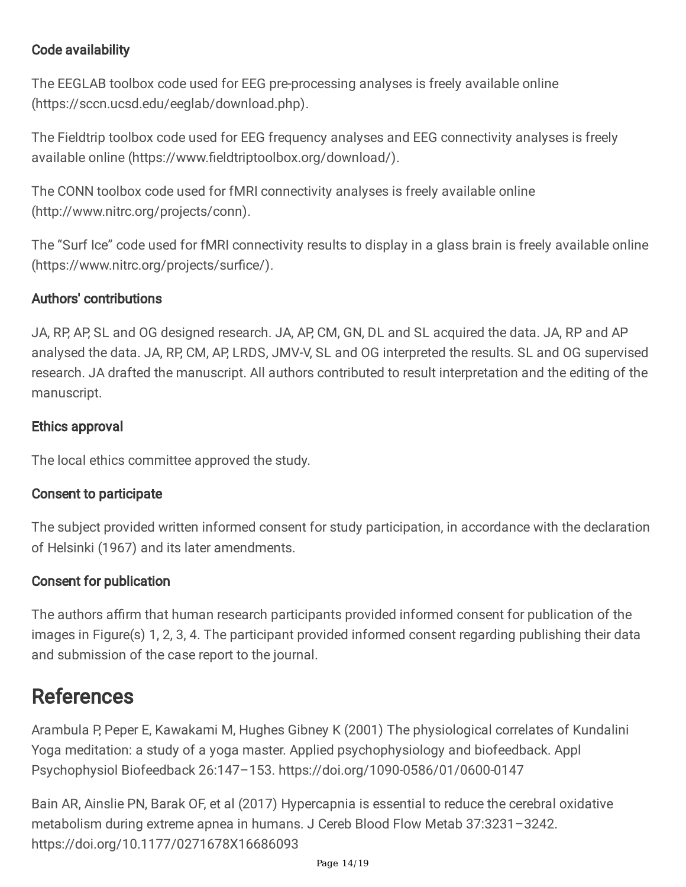### Code availability

The EEGLAB toolbox code used for EEG pre-processing analyses is freely available online (https://sccn.ucsd.edu/eeglab/download.php).

The Fieldtrip toolbox code used for EEG frequency analyses and EEG connectivity analyses is freely available online (https://www.fieldtriptoolbox.org/download/).

The CONN toolbox code used for fMRI connectivity analyses is freely available online (http://www.nitrc.org/projects/conn).

The "Surf Ice" code used for fMRI connectivity results to display in a glass brain is freely available online (https://www.nitrc.org/projects/surfice/).

### Authors' contributions

JA, RP, AP, SL and OG designed research. JA, AP, CM, GN, DL and SL acquired the data. JA, RP and AP analysed the data. JA, RP, CM, AP, LRDS, JMV-V, SL and OG interpreted the results. SL and OG supervised research. JA drafted the manuscript. All authors contributed to result interpretation and the editing of the manuscript.

### Ethics approval

The local ethics committee approved the study.

### Consent to participate

The subject provided written informed consent for study participation, in accordance with the declaration of Helsinki (1967) and its later amendments.

### Consent for publication

The authors affirm that human research participants provided informed consent for publication of the images in Figure(s) 1, 2, 3, 4. The participant provided informed consent regarding publishing their data and submission of the case report to the journal.

## References

Arambula P, Peper E, Kawakami M, Hughes Gibney K (2001) The physiological correlates of Kundalini Yoga meditation: a study of a yoga master. Applied psychophysiology and biofeedback. Appl Psychophysiol Biofeedback 26:147–153. https://doi.org/1090-0586/01/0600-0147

Bain AR, Ainslie PN, Barak OF, et al (2017) Hypercapnia is essential to reduce the cerebral oxidative metabolism during extreme apnea in humans. J Cereb Blood Flow Metab 37:3231–3242. https://doi.org/10.1177/0271678X16686093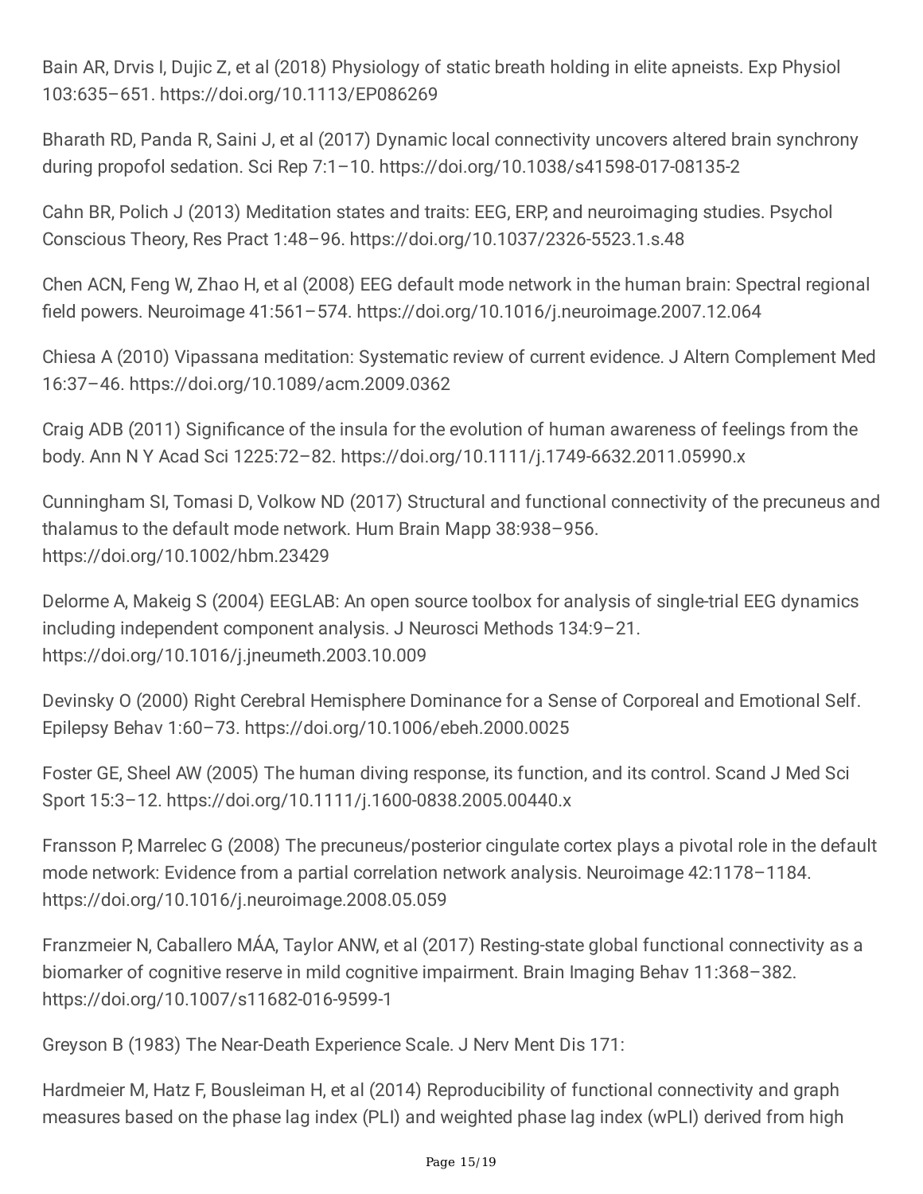Bain AR, Drvis I, Dujic Z, et al (2018) Physiology of static breath holding in elite apneists. Exp Physiol 103:635–651. https://doi.org/10.1113/EP086269

Bharath RD, Panda R, Saini J, et al (2017) Dynamic local connectivity uncovers altered brain synchrony during propofol sedation. Sci Rep 7:1–10. https://doi.org/10.1038/s41598-017-08135-2

Cahn BR, Polich J (2013) Meditation states and traits: EEG, ERP, and neuroimaging studies. Psychol Conscious Theory, Res Pract 1:48–96. https://doi.org/10.1037/2326-5523.1.s.48

Chen ACN, Feng W, Zhao H, et al (2008) EEG default mode network in the human brain: Spectral regional field powers. Neuroimage 41:561–574. https://doi.org/10.1016/j.neuroimage.2007.12.064

Chiesa A (2010) Vipassana meditation: Systematic review of current evidence. J Altern Complement Med 16:37–46. https://doi.org/10.1089/acm.2009.0362

Craig ADB (2011) Significance of the insula for the evolution of human awareness of feelings from the body. Ann N Y Acad Sci 1225:72–82. https://doi.org/10.1111/j.1749-6632.2011.05990.x

Cunningham SI, Tomasi D, Volkow ND (2017) Structural and functional connectivity of the precuneus and thalamus to the default mode network. Hum Brain Mapp 38:938–956. https://doi.org/10.1002/hbm.23429

Delorme A, Makeig S (2004) EEGLAB: An open source toolbox for analysis of single-trial EEG dynamics including independent component analysis. J Neurosci Methods 134:9–21. https://doi.org/10.1016/j.jneumeth.2003.10.009

Devinsky O (2000) Right Cerebral Hemisphere Dominance for a Sense of Corporeal and Emotional Self. Epilepsy Behav 1:60–73. https://doi.org/10.1006/ebeh.2000.0025

Foster GE, Sheel AW (2005) The human diving response, its function, and its control. Scand J Med Sci Sport 15:3–12. https://doi.org/10.1111/j.1600-0838.2005.00440.x

Fransson P, Marrelec G (2008) The precuneus/posterior cingulate cortex plays a pivotal role in the default mode network: Evidence from a partial correlation network analysis. Neuroimage 42:1178–1184. https://doi.org/10.1016/j.neuroimage.2008.05.059

Franzmeier N, Caballero MÁA, Taylor ANW, et al (2017) Resting-state global functional connectivity as a biomarker of cognitive reserve in mild cognitive impairment. Brain Imaging Behav 11:368–382. https://doi.org/10.1007/s11682-016-9599-1

Greyson B (1983) The Near-Death Experience Scale. J Nerv Ment Dis 171:

Hardmeier M, Hatz F, Bousleiman H, et al (2014) Reproducibility of functional connectivity and graph measures based on the phase lag index (PLI) and weighted phase lag index (wPLI) derived from high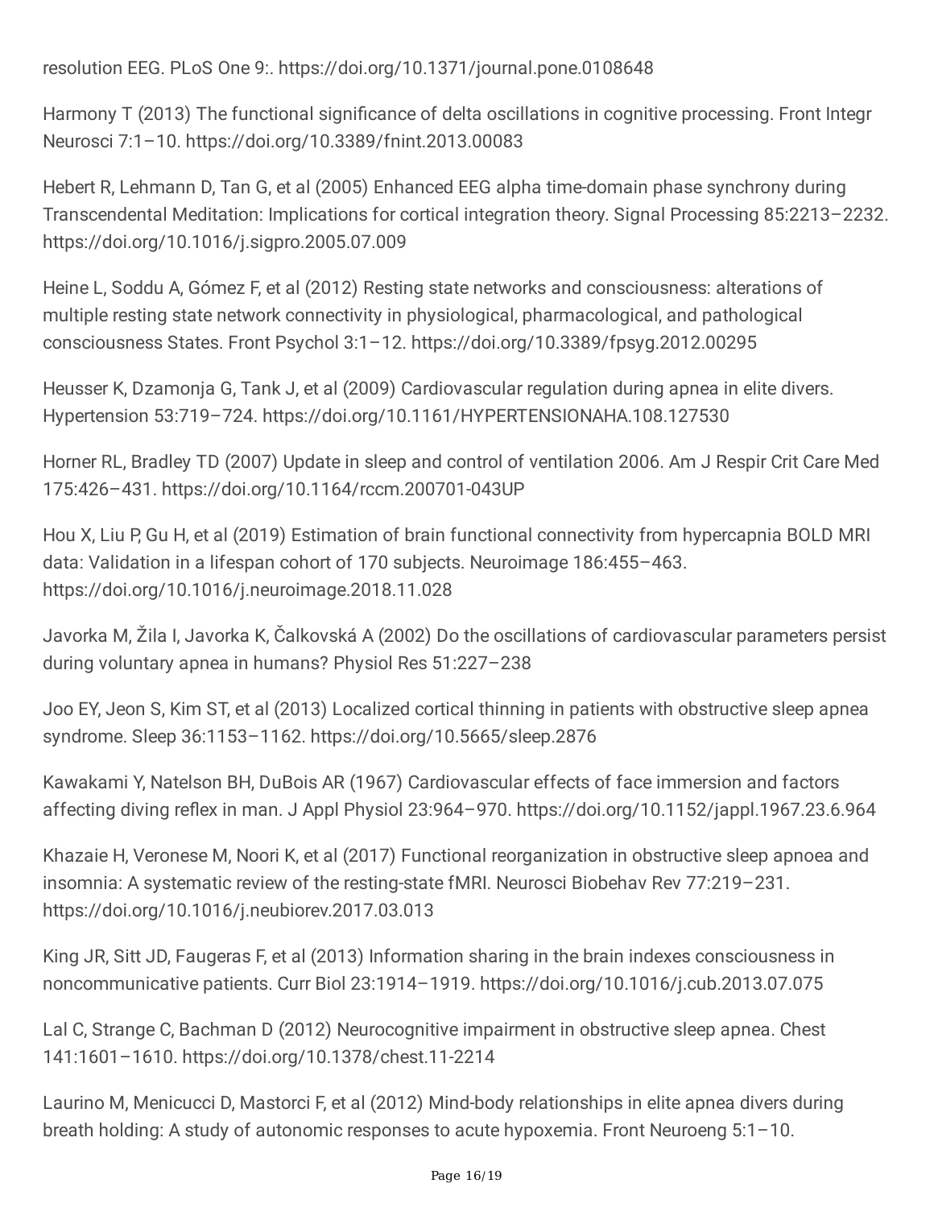resolution EEG. PLoS One 9:. https://doi.org/10.1371/journal.pone.0108648

Harmony T (2013) The functional significance of delta oscillations in cognitive processing. Front Integr Neurosci 7:1–10. https://doi.org/10.3389/fnint.2013.00083

Hebert R, Lehmann D, Tan G, et al (2005) Enhanced EEG alpha time-domain phase synchrony during Transcendental Meditation: Implications for cortical integration theory. Signal Processing 85:2213–2232. https://doi.org/10.1016/j.sigpro.2005.07.009

Heine L, Soddu A, Gómez F, et al (2012) Resting state networks and consciousness: alterations of multiple resting state network connectivity in physiological, pharmacological, and pathological consciousness States. Front Psychol 3:1–12. https://doi.org/10.3389/fpsyg.2012.00295

Heusser K, Dzamonja G, Tank J, et al (2009) Cardiovascular regulation during apnea in elite divers. Hypertension 53:719–724. https://doi.org/10.1161/HYPERTENSIONAHA.108.127530

Horner RL, Bradley TD (2007) Update in sleep and control of ventilation 2006. Am J Respir Crit Care Med 175:426–431. https://doi.org/10.1164/rccm.200701-043UP

Hou X, Liu P, Gu H, et al (2019) Estimation of brain functional connectivity from hypercapnia BOLD MRI data: Validation in a lifespan cohort of 170 subjects. Neuroimage 186:455–463. https://doi.org/10.1016/j.neuroimage.2018.11.028

Javorka M, Žila I, Javorka K, Čalkovská A (2002) Do the oscillations of cardiovascular parameters persist during voluntary apnea in humans? Physiol Res 51:227–238

Joo EY, Jeon S, Kim ST, et al (2013) Localized cortical thinning in patients with obstructive sleep apnea syndrome. Sleep 36:1153–1162. https://doi.org/10.5665/sleep.2876

Kawakami Y, Natelson BH, DuBois AR (1967) Cardiovascular effects of face immersion and factors affecting diving reflex in man. J Appl Physiol 23:964–970. https://doi.org/10.1152/jappl.1967.23.6.964

Khazaie H, Veronese M, Noori K, et al (2017) Functional reorganization in obstructive sleep apnoea and insomnia: A systematic review of the resting-state fMRI. Neurosci Biobehav Rev 77:219–231. https://doi.org/10.1016/j.neubiorev.2017.03.013

King JR, Sitt JD, Faugeras F, et al (2013) Information sharing in the brain indexes consciousness in noncommunicative patients. Curr Biol 23:1914–1919. https://doi.org/10.1016/j.cub.2013.07.075

Lal C, Strange C, Bachman D (2012) Neurocognitive impairment in obstructive sleep apnea. Chest 141:1601–1610. https://doi.org/10.1378/chest.11-2214

Laurino M, Menicucci D, Mastorci F, et al (2012) Mind-body relationships in elite apnea divers during breath holding: A study of autonomic responses to acute hypoxemia. Front Neuroeng 5:1–10.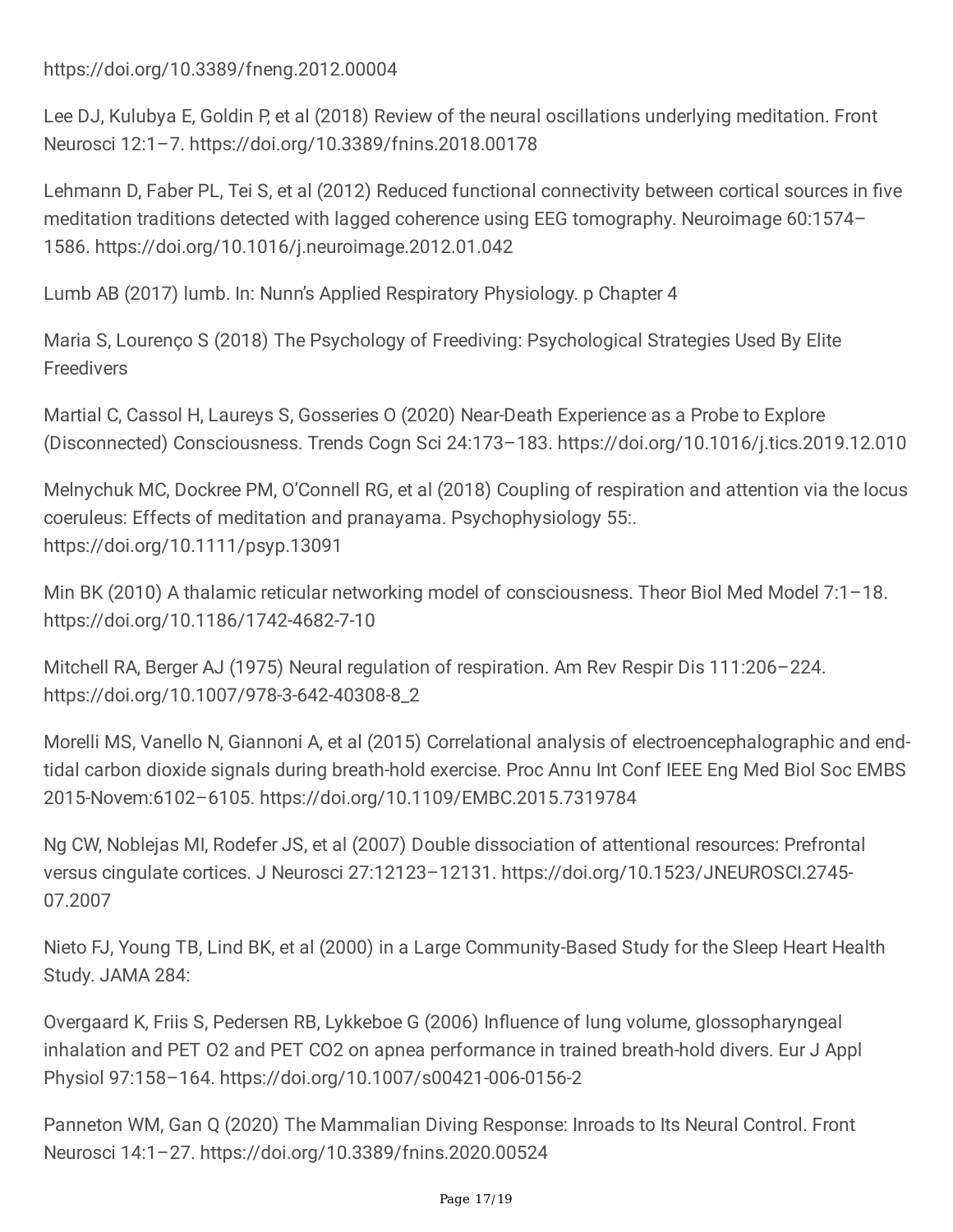https://doi.org/10.3389/fneng.2012.00004

Lee DJ, Kulubya E, Goldin P, et al (2018) Review of the neural oscillations underlying meditation. Front Neurosci 12:1–7. https://doi.org/10.3389/fnins.2018.00178

Lehmann D, Faber PL, Tei S, et al (2012) Reduced functional connectivity between cortical sources in five meditation traditions detected with lagged coherence using EEG tomography. Neuroimage 60:1574–1586. https://doi.org/10.1016/j.neuroimage.2012.01.042

Lumb AB (2017) lumb. In: Nunn's Applied Respiratory Physiology. p Chapter 4

Maria S, Lourenço S (2018) The Psychology of Freediving: Psychological Strategies Used By Elite Freedivers

Martial C, Cassol H, Laureys S, Gosseries O (2020) Near-Death Experience as a Probe to Explore (Disconnected) Consciousness. Trends Cogn Sci 24:173–183. https://doi.org/10.1016/j.tics.2019.12.010

Melnychuk MC, Dockree PM, O'Connell RG, et al (2018) Coupling of respiration and attention via the locus coeruleus: Effects of meditation and pranayama. Psychophysiology 55:. https://doi.org/10.1111/psyp.13091

Min BK (2010) A thalamic reticular networking model of consciousness. Theor Biol Med Model 7:1–18. https://doi.org/10.1186/1742-4682-7-10

Mitchell RA, Berger AJ (1975) Neural regulation of respiration. Am Rev Respir Dis 111:206–224. https://doi.org/10.1007/978-3-642-40308-8_2

Morelli MS, Vanello N, Giannoni A, et al (2015) Correlational analysis of electroencephalographic and end-tidal carbon dioxide signals during breath-hold exercise. Proc Annu Int Conf IEEE Eng Med Biol Soc EMBS 2015-Novem:6102–6105. https://doi.org/10.1109/EMBC.2015.7319784

Ng CW, Noblejas MI, Rodefer JS, et al (2007) Double dissociation of attentional resources: Prefrontal versus cingulate cortices. J Neurosci 27:12123–12131. https://doi.org/10.1523/JNEUROSCI.2745-07.2007

Nieto FJ, Young TB, Lind BK, et al (2000) in a Large Community-Based Study for the Sleep Heart Health Study. JAMA 284:

Overgaard K, Friis S, Pedersen RB, Lykkeboe G (2006) Influence of lung volume, glossopharyngeal inhalation and PET O2 and PET CO2 on apnea performance in trained breath-hold divers. Eur J Appl Physiol 97:158–164. https://doi.org/10.1007/s00421-006-0156-2

Panneton WM, Gan Q (2020) The Mammalian Diving Response: Inroads to Its Neural Control. Front Neurosci 14:1–27. https://doi.org/10.3389/fnins.2020.00524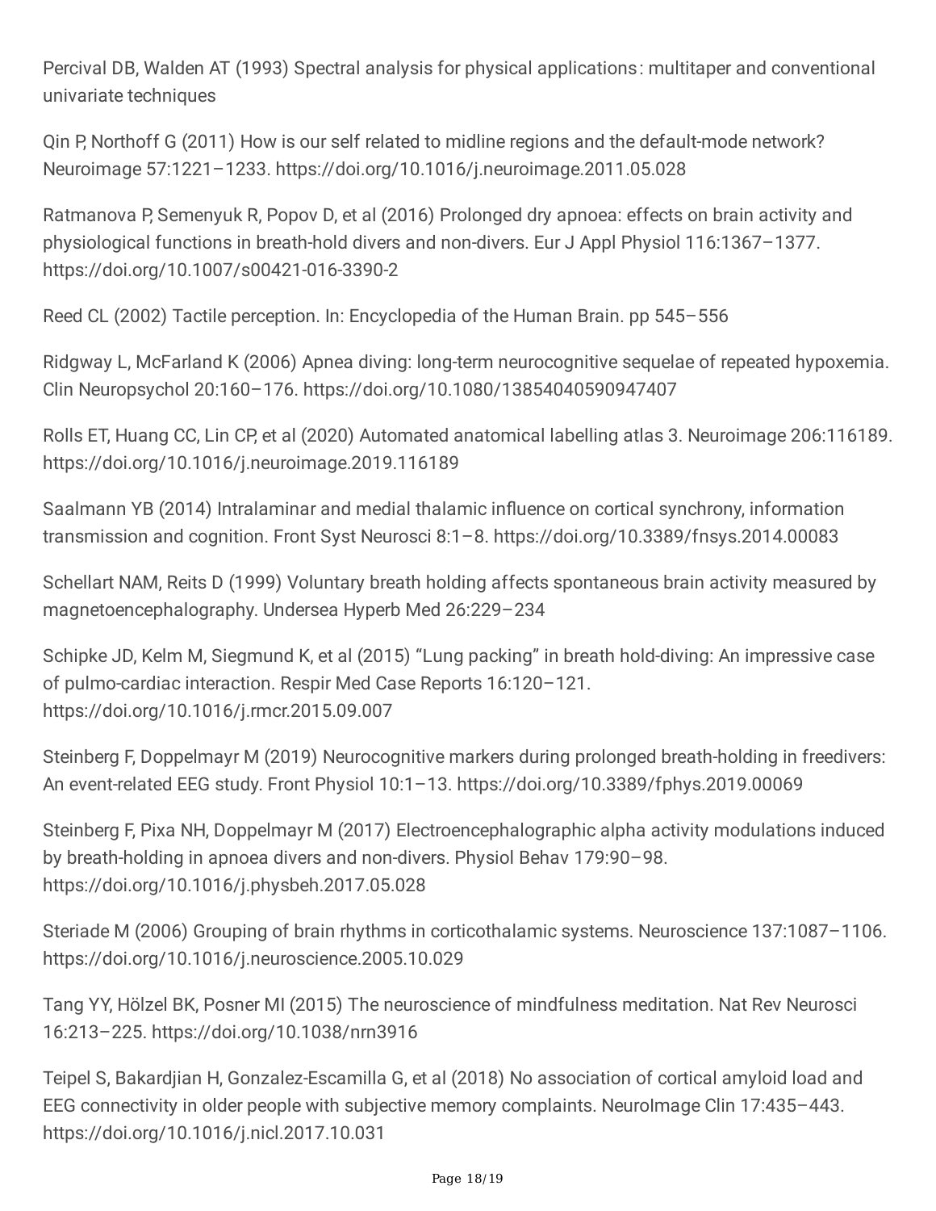Percival DB, Walden AT (1993) Spectral analysis for physical applications: multitaper and conventional univariate techniques

Qin P, Northoff G (2011) How is our self related to midline regions and the default-mode network? Neuroimage 57:1221–1233. https://doi.org/10.1016/j.neuroimage.2011.05.028

Ratmanova P, Semenyuk R, Popov D, et al (2016) Prolonged dry apnoea: effects on brain activity and physiological functions in breath-hold divers and non-divers. Eur J Appl Physiol 116:1367–1377. https://doi.org/10.1007/s00421-016-3390-2

Reed CL (2002) Tactile perception. In: Encyclopedia of the Human Brain. pp 545–556

Ridgway L, McFarland K (2006) Apnea diving: long-term neurocognitive sequelae of repeated hypoxemia. Clin Neuropsychol 20:160–176. https://doi.org/10.1080/13854040590947407

Rolls ET, Huang CC, Lin CP, et al (2020) Automated anatomical labelling atlas 3. Neuroimage 206:116189. https://doi.org/10.1016/j.neuroimage.2019.116189

Saalmann YB (2014) Intralaminar and medial thalamic influence on cortical synchrony, information transmission and cognition. Front Syst Neurosci 8:1–8. https://doi.org/10.3389/fnsys.2014.00083

Schellart NAM, Reits D (1999) Voluntary breath holding affects spontaneous brain activity measured by magnetoencephalography. Undersea Hyperb Med 26:229–234

Schipke JD, Kelm M, Siegmund K, et al (2015) "Lung packing" in breath hold-diving: An impressive case of pulmo-cardiac interaction. Respir Med Case Reports 16:120–121. https://doi.org/10.1016/j.rmcr.2015.09.007

Steinberg F, Doppelmayr M (2019) Neurocognitive markers during prolonged breath-holding in freedivers: An event-related EEG study. Front Physiol 10:1–13. https://doi.org/10.3389/fphys.2019.00069

Steinberg F, Pixa NH, Doppelmayr M (2017) Electroencephalographic alpha activity modulations induced by breath-holding in apnoea divers and non-divers. Physiol Behav 179:90–98. https://doi.org/10.1016/j.physbeh.2017.05.028

Steriade M (2006) Grouping of brain rhythms in corticothalamic systems. Neuroscience 137:1087–1106. https://doi.org/10.1016/j.neuroscience.2005.10.029

Tang YY, Hölzel BK, Posner MI (2015) The neuroscience of mindfulness meditation. Nat Rev Neurosci 16:213–225. https://doi.org/10.1038/nrn3916

Teipel S, Bakardjian H, Gonzalez-Escamilla G, et al (2018) No association of cortical amyloid load and EEG connectivity in older people with subjective memory complaints. NeuroImage Clin 17:435–443. https://doi.org/10.1016/j.nicl.2017.10.031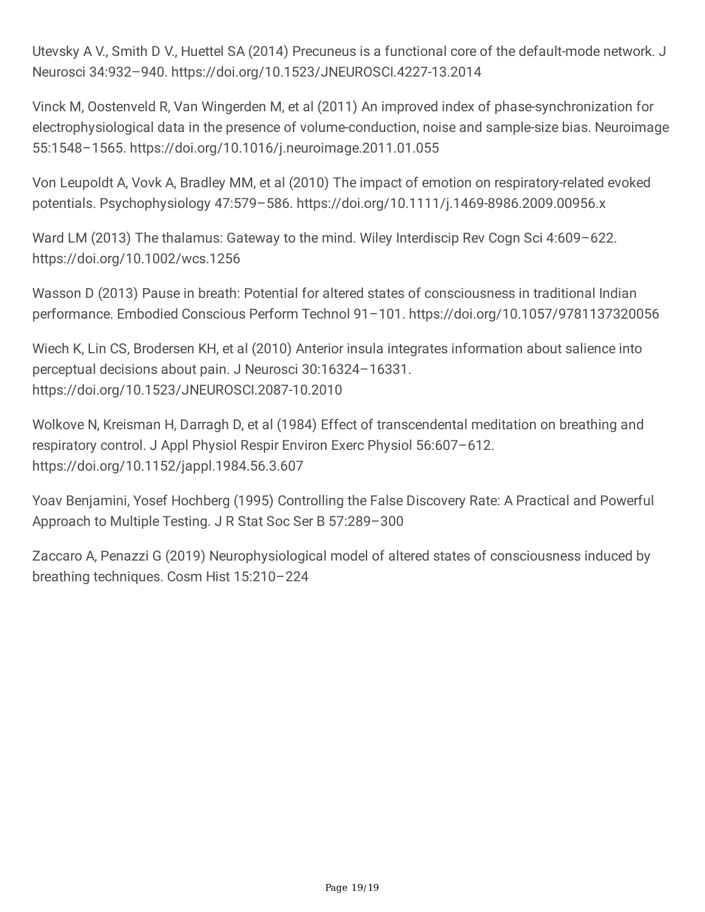Utevsky A V., Smith D V., Huettel SA (2014) Precuneus is a functional core of the default-mode network. J Neurosci 34:932–940. https://doi.org/10.1523/JNEUROSCI.4227-13.2014

Vinck M, Oostenveld R, Van Wingerden M, et al (2011) An improved index of phase-synchronization for electrophysiological data in the presence of volume-conduction, noise and sample-size bias. Neuroimage 55:1548–1565. https://doi.org/10.1016/j.neuroimage.2011.01.055

Von Leupoldt A, Vovk A, Bradley MM, et al (2010) The impact of emotion on respiratory-related evoked potentials. Psychophysiology 47:579–586. https://doi.org/10.1111/j.1469-8986.2009.00956.x

Ward LM (2013) The thalamus: Gateway to the mind. Wiley Interdiscip Rev Cogn Sci 4:609–622. https://doi.org/10.1002/wcs.1256

Wasson D (2013) Pause in breath: Potential for altered states of consciousness in traditional Indian performance. Embodied Conscious Perform Technol 91–101. https://doi.org/10.1057/9781137320056

Wiech K, Lin CS, Brodersen KH, et al (2010) Anterior insula integrates information about salience into perceptual decisions about pain. J Neurosci 30:16324–16331. https://doi.org/10.1523/JNEUROSCI.2087-10.2010

Wolkove N, Kreisman H, Darragh D, et al (1984) Effect of transcendental meditation on breathing and respiratory control. J Appl Physiol Respir Environ Exerc Physiol 56:607–612. https://doi.org/10.1152/jappl.1984.56.3.607

Yoav Benjamini, Yosef Hochberg (1995) Controlling the False Discovery Rate: A Practical and Powerful Approach to Multiple Testing. J R Stat Soc Ser B 57:289–300

Zaccaro A, Penazzi G (2019) Neurophysiological model of altered states of consciousness induced by breathing techniques. Cosm Hist 15:210–224